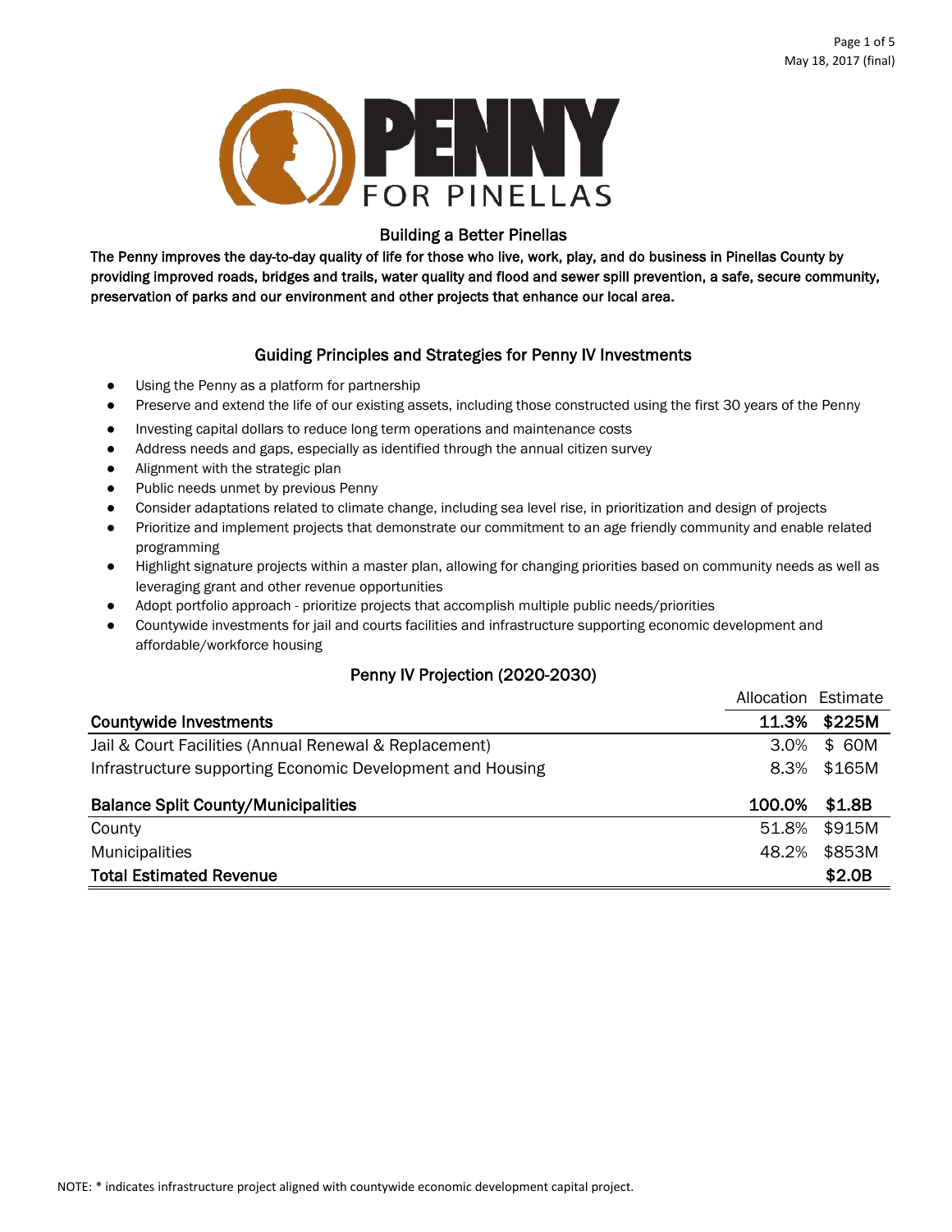# PENNY FOR PINELLAS

## Building a Better Pinellas

**The Penny improves the day-to-day quality of life for those who live, work, play, and do business in Pinellas County by providing improved roads, bridges and trails, water quality and flood and sewer spill prevention, a safe, secure community, preservation of parks and our environment and other projects that enhance our local area.**

## Guiding Principles and Strategies for Penny IV Investments

- Using the Penny as a platform for partnership
- Preserve and extend the life of our existing assets, including those constructed using the first 30 years of the Penny
- Investing capital dollars to reduce long term operations and maintenance costs
- Address needs and gaps, especially as identified through the annual citizen survey
- Alignment with the strategic plan
- Public needs unmet by previous Penny
- Consider adaptations related to climate change, including sea level rise, in prioritization and design of projects
- Prioritize and implement projects that demonstrate our commitment to an age friendly community and enable related programming
- Highlight signature projects within a master plan, allowing for changing priorities based on community needs as well as leveraging grant and other revenue opportunities
- Adopt portfolio approach - prioritize projects that accomplish multiple public needs/priorities
- Countywide investments for jail and courts facilities and infrastructure supporting economic development and affordable/workforce housing

## Penny IV Projection (2020-2030)

| | Allocation | Estimate |
|---|---|---|
| **Countywide Investments** | **11.3%** | **$225M** |
| Jail & Court Facilities (Annual Renewal & Replacement) | 3.0% | $ 60M |
| Infrastructure supporting Economic Development and Housing | 8.3% | $165M |
| **Balance Split County/Municipalities** | **100.0%** | **$1.8B** |
| County | 51.8% | $915M |
| Municipalities | 48.2% | $853M |
| **Total Estimated Revenue** | | **$2.0B** |

NOTE: * indicates infrastructure project aligned with countywide economic development capital project.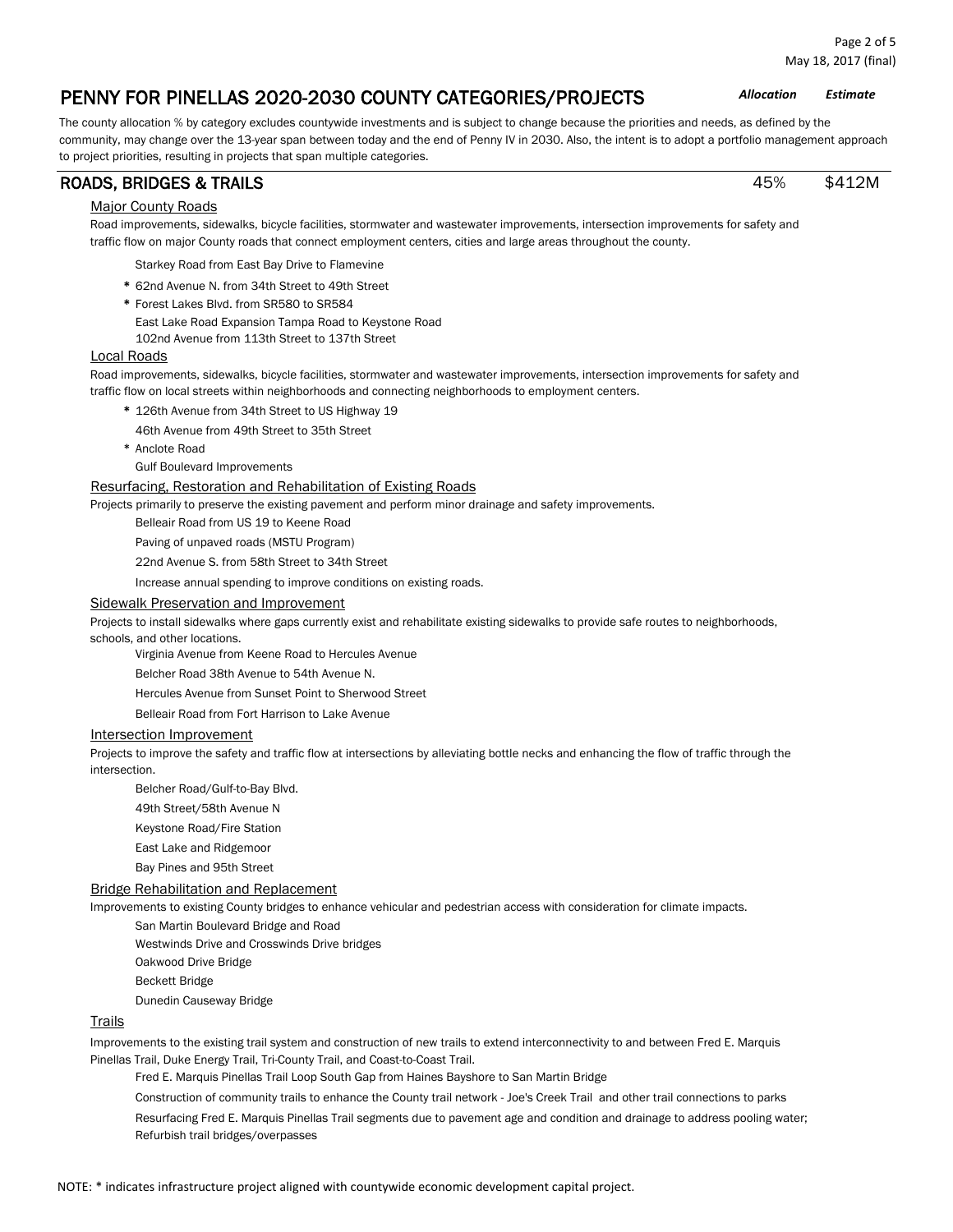# PENNY FOR PINELLAS 2020-2030 COUNTY CATEGORIES/PROJECTS

***Allocation*** ***Estimate***

The county allocation % by category excludes countywide investments and is subject to change because the priorities and needs, as defined by the community, may change over the 13-year span between today and the end of Penny IV in 2030. Also, the intent is to adopt a portfolio management approach to project priorities, resulting in projects that span multiple categories.

## ROADS, BRIDGES & TRAILS — 45% — $412M

### Major County Roads

Road improvements, sidewalks, bicycle facilities, stormwater and wastewater improvements, intersection improvements for safety and traffic flow on major County roads that connect employment centers, cities and large areas throughout the county.

- Starkey Road from East Bay Drive to Flamevine
- * 62nd Avenue N. from 34th Street to 49th Street
- * Forest Lakes Blvd. from SR580 to SR584
- East Lake Road Expansion Tampa Road to Keystone Road
- 102nd Avenue from 113th Street to 137th Street

### Local Roads

Road improvements, sidewalks, bicycle facilities, stormwater and wastewater improvements, intersection improvements for safety and traffic flow on local streets within neighborhoods and connecting neighborhoods to employment centers.

- * 126th Avenue from 34th Street to US Highway 19
- 46th Avenue from 49th Street to 35th Street
- * Anclote Road
- Gulf Boulevard Improvements

### Resurfacing, Restoration and Rehabilitation of Existing Roads

Projects primarily to preserve the existing pavement and perform minor drainage and safety improvements.

- Belleair Road from US 19 to Keene Road
- Paving of unpaved roads (MSTU Program)
- 22nd Avenue S. from 58th Street to 34th Street
- Increase annual spending to improve conditions on existing roads.

### Sidewalk Preservation and Improvement

Projects to install sidewalks where gaps currently exist and rehabilitate existing sidewalks to provide safe routes to neighborhoods, schools, and other locations.

- Virginia Avenue from Keene Road to Hercules Avenue
- Belcher Road 38th Avenue to 54th Avenue N.
- Hercules Avenue from Sunset Point to Sherwood Street
- Belleair Road from Fort Harrison to Lake Avenue

### Intersection Improvement

Projects to improve the safety and traffic flow at intersections by alleviating bottle necks and enhancing the flow of traffic through the intersection.

- Belcher Road/Gulf-to-Bay Blvd.
- 49th Street/58th Avenue N
- Keystone Road/Fire Station
- East Lake and Ridgemoor
- Bay Pines and 95th Street

### Bridge Rehabilitation and Replacement

Improvements to existing County bridges to enhance vehicular and pedestrian access with consideration for climate impacts.

- San Martin Boulevard Bridge and Road
- Westwinds Drive and Crosswinds Drive bridges
- Oakwood Drive Bridge
- Beckett Bridge
- Dunedin Causeway Bridge

### Trails

Improvements to the existing trail system and construction of new trails to extend interconnectivity to and between Fred E. Marquis Pinellas Trail, Duke Energy Trail, Tri-County Trail, and Coast-to-Coast Trail.

- Fred E. Marquis Pinellas Trail Loop South Gap from Haines Bayshore to San Martin Bridge
- Construction of community trails to enhance the County trail network - Joe's Creek Trail and other trail connections to parks
- Resurfacing Fred E. Marquis Pinellas Trail segments due to pavement age and condition and drainage to address pooling water; Refurbish trail bridges/overpasses

NOTE: * indicates infrastructure project aligned with countywide economic development capital project.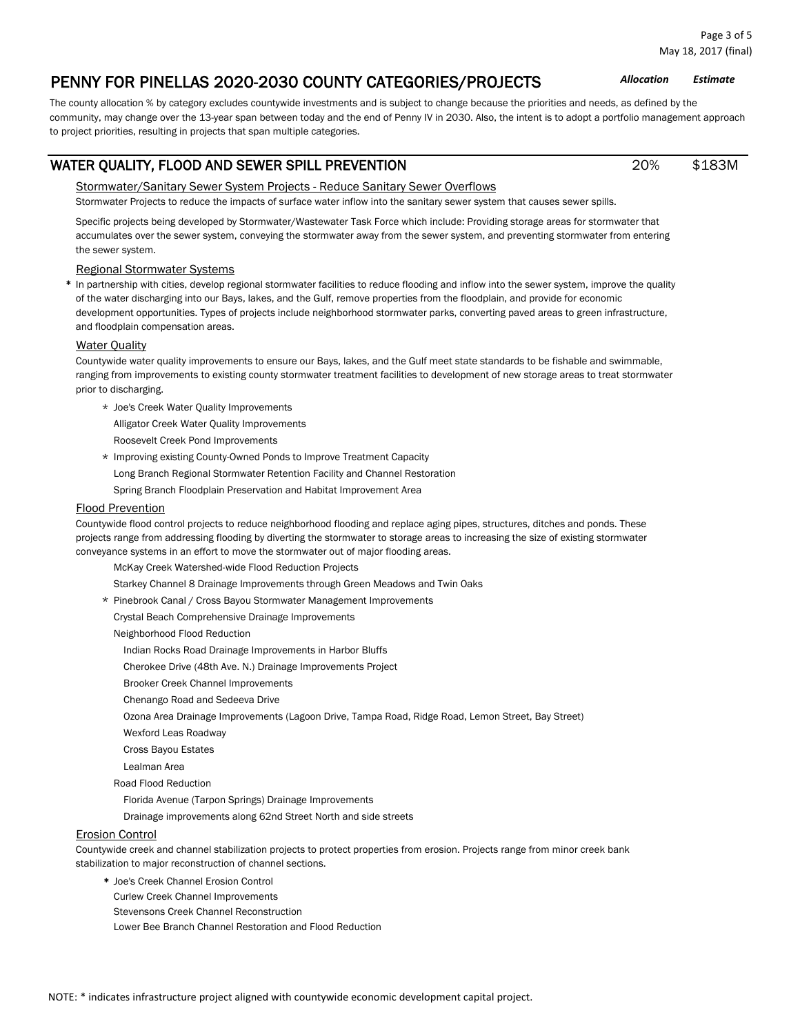# PENNY FOR PINELLAS 2020-2030 COUNTY CATEGORIES/PROJECTS

| | ***Allocation*** | ***Estimate*** |
|---|---|---|

The county allocation % by category excludes countywide investments and is subject to change because the priorities and needs, as defined by the community, may change over the 13-year span between today and the end of Penny IV in 2030. Also, the intent is to adopt a portfolio management approach to project priorities, resulting in projects that span multiple categories.

## WATER QUALITY, FLOOD AND SEWER SPILL PREVENTION — 20% — $183M

### Stormwater/Sanitary Sewer System Projects - Reduce Sanitary Sewer Overflows

Stormwater Projects to reduce the impacts of surface water inflow into the sanitary sewer system that causes sewer spills.

Specific projects being developed by Stormwater/Wastewater Task Force which include: Providing storage areas for stormwater that accumulates over the sewer system, conveying the stormwater away from the sewer system, and preventing stormwater from entering the sewer system.

### Regional Stormwater Systems

\* In partnership with cities, develop regional stormwater facilities to reduce flooding and inflow into the sewer system, improve the quality of the water discharging into our Bays, lakes, and the Gulf, remove properties from the floodplain, and provide for economic development opportunities. Types of projects include neighborhood stormwater parks, converting paved areas to green infrastructure, and floodplain compensation areas.

### Water Quality

Countywide water quality improvements to ensure our Bays, lakes, and the Gulf meet state standards to be fishable and swimmable, ranging from improvements to existing county stormwater treatment facilities to development of new storage areas to treat stormwater prior to discharging.

- \* Joe's Creek Water Quality Improvements
- Alligator Creek Water Quality Improvements
- Roosevelt Creek Pond Improvements
- \* Improving existing County-Owned Ponds to Improve Treatment Capacity
- Long Branch Regional Stormwater Retention Facility and Channel Restoration
- Spring Branch Floodplain Preservation and Habitat Improvement Area

### Flood Prevention

Countywide flood control projects to reduce neighborhood flooding and replace aging pipes, structures, ditches and ponds. These projects range from addressing flooding by diverting the stormwater to storage areas to increasing the size of existing stormwater conveyance systems in an effort to move the stormwater out of major flooding areas.

- McKay Creek Watershed-wide Flood Reduction Projects
- Starkey Channel 8 Drainage Improvements through Green Meadows and Twin Oaks
- \* Pinebrook Canal / Cross Bayou Stormwater Management Improvements
- Crystal Beach Comprehensive Drainage Improvements
- Neighborhood Flood Reduction
  - Indian Rocks Road Drainage Improvements in Harbor Bluffs
  - Cherokee Drive (48th Ave. N.) Drainage Improvements Project
  - Brooker Creek Channel Improvements
  - Chenango Road and Sedeeva Drive
  - Ozona Area Drainage Improvements (Lagoon Drive, Tampa Road, Ridge Road, Lemon Street, Bay Street)
  - Wexford Leas Roadway
  - Cross Bayou Estates
  - Lealman Area
- Road Flood Reduction
  - Florida Avenue (Tarpon Springs) Drainage Improvements
  - Drainage improvements along 62nd Street North and side streets

### Erosion Control

Countywide creek and channel stabilization projects to protect properties from erosion. Projects range from minor creek bank stabilization to major reconstruction of channel sections.

- \* Joe's Creek Channel Erosion Control
- Curlew Creek Channel Improvements
- Stevensons Creek Channel Reconstruction
- Lower Bee Branch Channel Restoration and Flood Reduction

NOTE: * indicates infrastructure project aligned with countywide economic development capital project.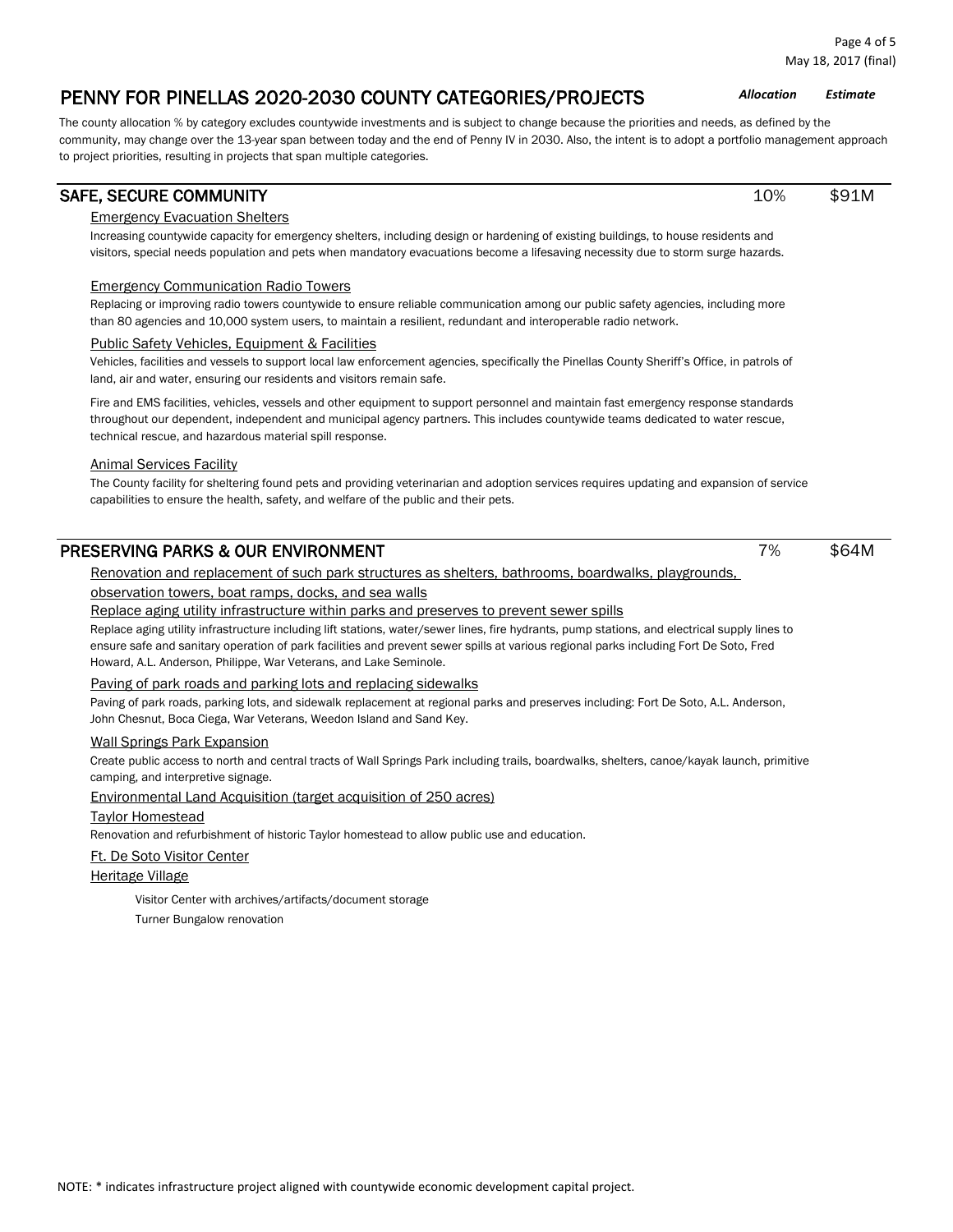# PENNY FOR PINELLAS 2020-2030 COUNTY CATEGORIES/PROJECTS

*Allocation* *Estimate*

The county allocation % by category excludes countywide investments and is subject to change because the priorities and needs, as defined by the community, may change over the 13-year span between today and the end of Penny IV in 2030. Also, the intent is to adopt a portfolio management approach to project priorities, resulting in projects that span multiple categories.

## SAFE, SECURE COMMUNITY — 10% — $91M

### Emergency Evacuation Shelters

Increasing countywide capacity for emergency shelters, including design or hardening of existing buildings, to house residents and visitors, special needs population and pets when mandatory evacuations become a lifesaving necessity due to storm surge hazards.

### Emergency Communication Radio Towers

Replacing or improving radio towers countywide to ensure reliable communication among our public safety agencies, including more than 80 agencies and 10,000 system users, to maintain a resilient, redundant and interoperable radio network.

### Public Safety Vehicles, Equipment & Facilities

Vehicles, facilities and vessels to support local law enforcement agencies, specifically the Pinellas County Sheriff's Office, in patrols of land, air and water, ensuring our residents and visitors remain safe.

Fire and EMS facilities, vehicles, vessels and other equipment to support personnel and maintain fast emergency response standards throughout our dependent, independent and municipal agency partners. This includes countywide teams dedicated to water rescue, technical rescue, and hazardous material spill response.

### Animal Services Facility

The County facility for sheltering found pets and providing veterinarian and adoption services requires updating and expansion of service capabilities to ensure the health, safety, and welfare of the public and their pets.

## PRESERVING PARKS & OUR ENVIRONMENT — 7% — $64M

### Renovation and replacement of such park structures as shelters, bathrooms, boardwalks, playgrounds, observation towers, boat ramps, docks, and sea walls

### Replace aging utility infrastructure within parks and preserves to prevent sewer spills

Replace aging utility infrastructure including lift stations, water/sewer lines, fire hydrants, pump stations, and electrical supply lines to ensure safe and sanitary operation of park facilities and prevent sewer spills at various regional parks including Fort De Soto, Fred Howard, A.L. Anderson, Philippe, War Veterans, and Lake Seminole.

### Paving of park roads and parking lots and replacing sidewalks

Paving of park roads, parking lots, and sidewalk replacement at regional parks and preserves including: Fort De Soto, A.L. Anderson, John Chesnut, Boca Ciega, War Veterans, Weedon Island and Sand Key.

### Wall Springs Park Expansion

Create public access to north and central tracts of Wall Springs Park including trails, boardwalks, shelters, canoe/kayak launch, primitive camping, and interpretive signage.

### Environmental Land Acquisition (target acquisition of 250 acres)

### Taylor Homestead

Renovation and refurbishment of historic Taylor homestead to allow public use and education.

### Ft. De Soto Visitor Center

### Heritage Village

- Visitor Center with archives/artifacts/document storage
- Turner Bungalow renovation

NOTE: * indicates infrastructure project aligned with countywide economic development capital project.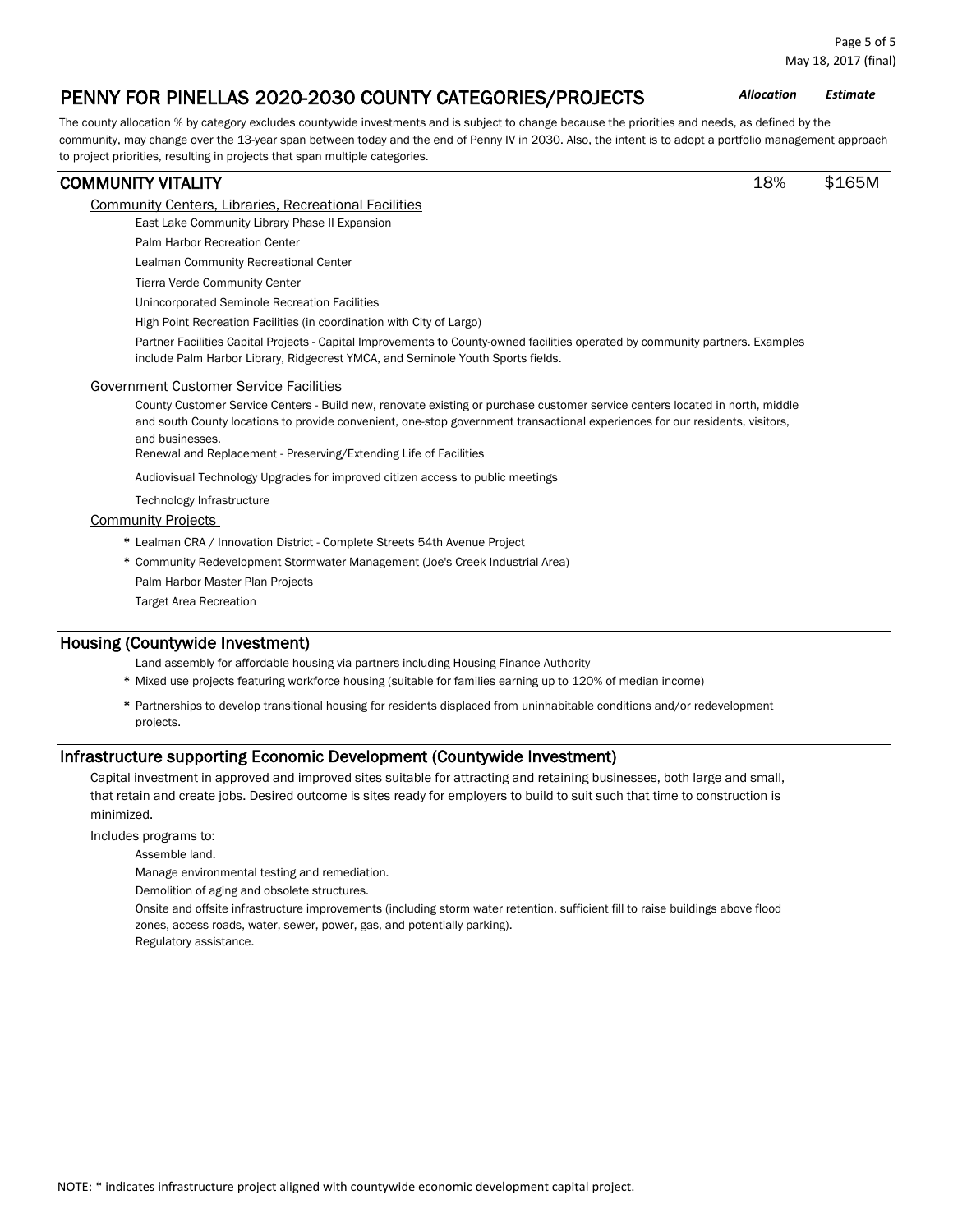# PENNY FOR PINELLAS 2020-2030 COUNTY CATEGORIES/PROJECTS

***Allocation*** ***Estimate***

The county allocation % by category excludes countywide investments and is subject to change because the priorities and needs, as defined by the community, may change over the 13-year span between today and the end of Penny IV in 2030. Also, the intent is to adopt a portfolio management approach to project priorities, resulting in projects that span multiple categories.

## COMMUNITY VITALITY — 18% — $165M

Community Centers, Libraries, Recreational Facilities

- East Lake Community Library Phase II Expansion
- Palm Harbor Recreation Center
- Lealman Community Recreational Center
- Tierra Verde Community Center
- Unincorporated Seminole Recreation Facilities
- High Point Recreation Facilities (in coordination with City of Largo)
- Partner Facilities Capital Projects - Capital Improvements to County-owned facilities operated by community partners. Examples include Palm Harbor Library, Ridgecrest YMCA, and Seminole Youth Sports fields.

Government Customer Service Facilities

- County Customer Service Centers - Build new, renovate existing or purchase customer service centers located in north, middle and south County locations to provide convenient, one-stop government transactional experiences for our residents, visitors, and businesses.
- Renewal and Replacement - Preserving/Extending Life of Facilities
- Audiovisual Technology Upgrades for improved citizen access to public meetings
- Technology Infrastructure

Community Projects

- \* Lealman CRA / Innovation District - Complete Streets 54th Avenue Project
- \* Community Redevelopment Stormwater Management (Joe's Creek Industrial Area)
- Palm Harbor Master Plan Projects
- Target Area Recreation

## Housing (Countywide Investment)

- Land assembly for affordable housing via partners including Housing Finance Authority
- \* Mixed use projects featuring workforce housing (suitable for families earning up to 120% of median income)
- \* Partnerships to develop transitional housing for residents displaced from uninhabitable conditions and/or redevelopment projects.

## Infrastructure supporting Economic Development (Countywide Investment)

Capital investment in approved and improved sites suitable for attracting and retaining businesses, both large and small, that retain and create jobs. Desired outcome is sites ready for employers to build to suit such that time to construction is minimized.

Includes programs to:

- Assemble land.
- Manage environmental testing and remediation.
- Demolition of aging and obsolete structures.
- Onsite and offsite infrastructure improvements (including storm water retention, sufficient fill to raise buildings above flood zones, access roads, water, sewer, power, gas, and potentially parking).
- Regulatory assistance.

NOTE: * indicates infrastructure project aligned with countywide economic development capital project.